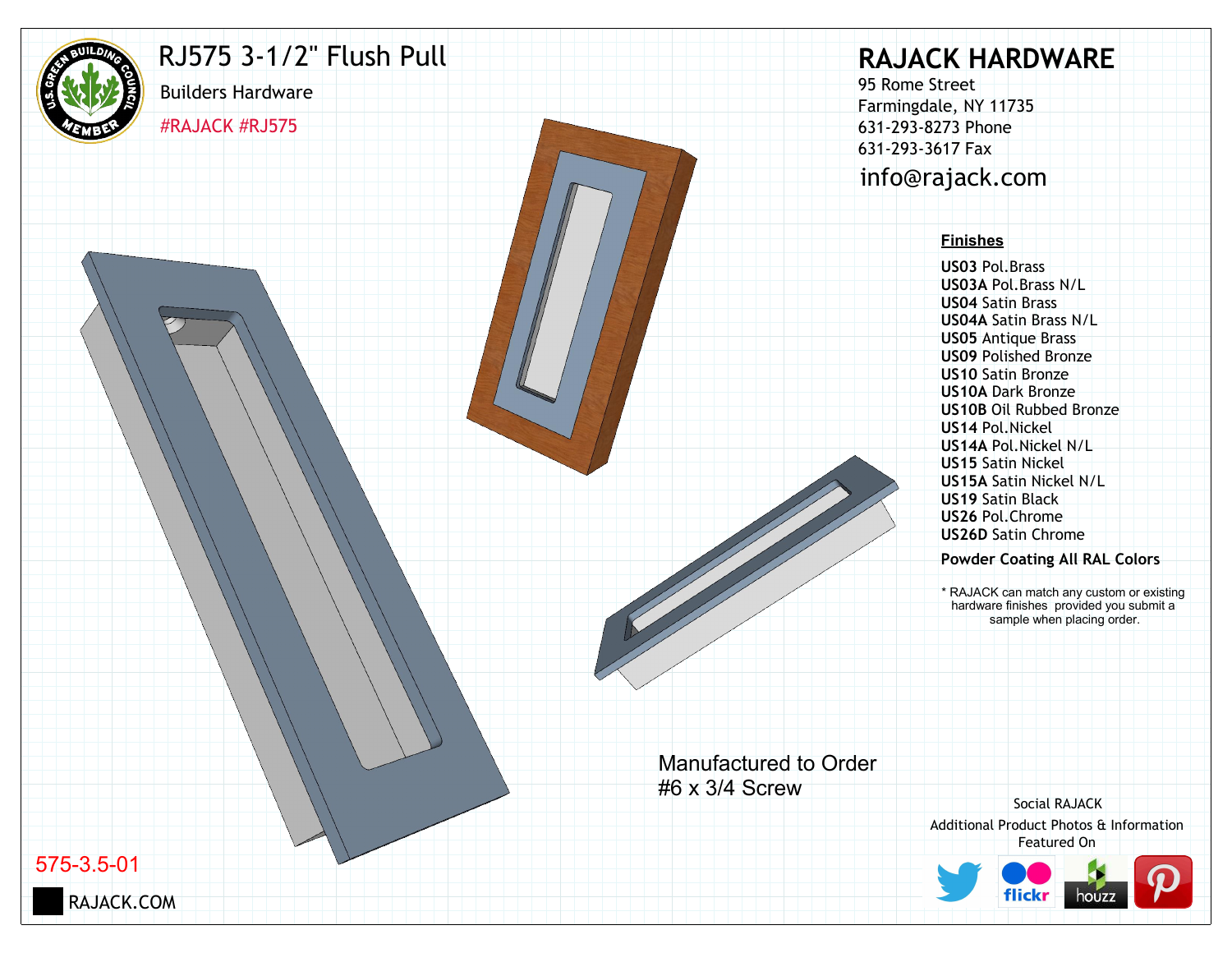# RJ575 3-1/2" Flush Pull

Builders Hardware

#RAJACK #RJ575

## RAJACK HARDWARE

95 Rome Street
Farmingdale, NY 11735
631-293-8273 Phone
631-293-3617 Fax
info@rajack.com

**Finishes**

**US03** Pol.Brass
**US03A** Pol.Brass N/L
**US04** Satin Brass
**US04A** Satin Brass N/L
**US05** Antique Brass
**US09** Polished Bronze
**US10** Satin Bronze
**US10A** Dark Bronze
**US10B** Oil Rubbed Bronze
**US14** Pol.Nickel
**US14A** Pol.Nickel N/L
**US15** Satin Nickel
**US15A** Satin Nickel N/L
**US19** Satin Black
**US26** Pol.Chrome
**US26D** Satin Chrome

**Powder Coating All RAL Colors**

* RAJACK can match any custom or existing hardware finishes provided you submit a sample when placing order.

Manufactured to Order
#6 x 3/4 Screw

Social RAJACK
Additional Product Photos & Information Featured On

575-3.5-01

RAJACK.COM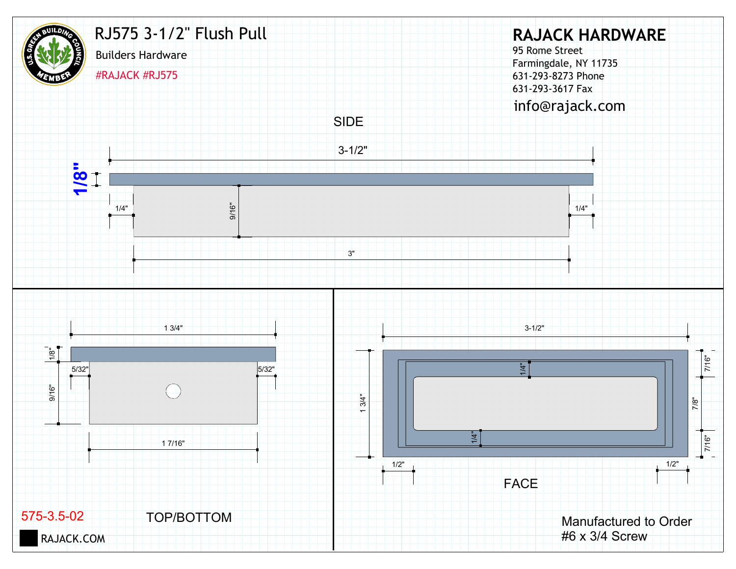# RJ575 3-1/2" Flush Pull

Builders Hardware

#RAJACK #RJ575

## RAJACK HARDWARE

95 Rome Street
Farmingdale, NY 11735
631-293-8273 Phone
631-293-3617 Fax
info@rajack.com

### SIDE

3-1/2"

1/8"

1/4"

9/16"

1/4"

3"

### TOP/BOTTOM

1 3/4"

1/8"

5/32"

5/32"

9/16"

1 7/16"

### FACE

3-1/2"

1/4"

1 3/4"

7/16"

7/8"

1/4"

7/16"

1/2"

1/2"

575-3.5-02

RAJACK.COM

Manufactured to Order
#6 x 3/4 Screw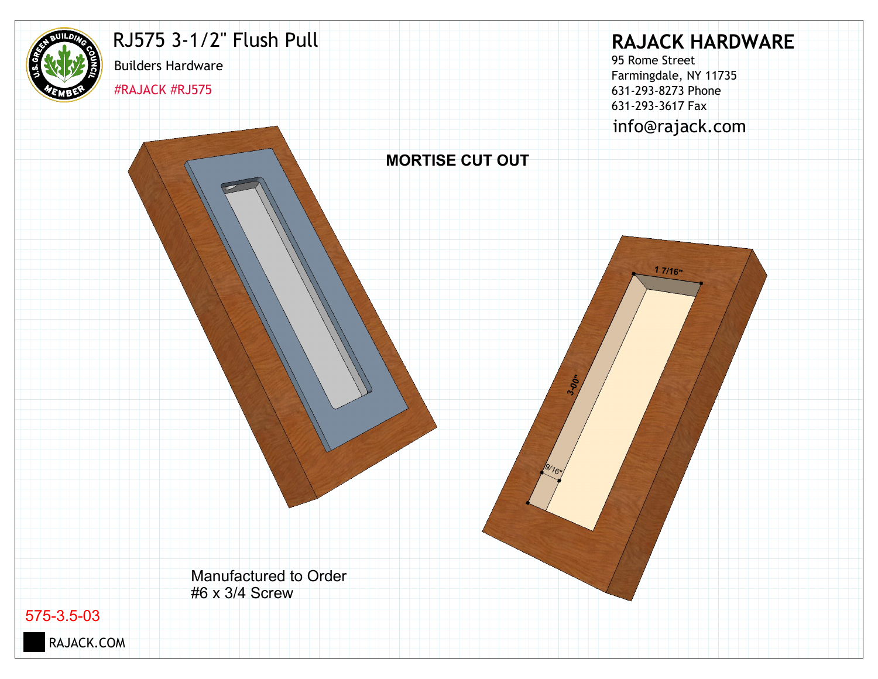# RJ575 3-1/2" Flush Pull

Builders Hardware

#RAJACK #RJ575

## RAJACK HARDWARE

95 Rome Street
Farmingdale, NY 11735
631-293-8273 Phone
631-293-3617 Fax
info@rajack.com

**MORTISE CUT OUT**

1 7/16"

3-00"

9/16"

Manufactured to Order
#6 x 3/4 Screw

575-3.5-03

RAJACK.COM